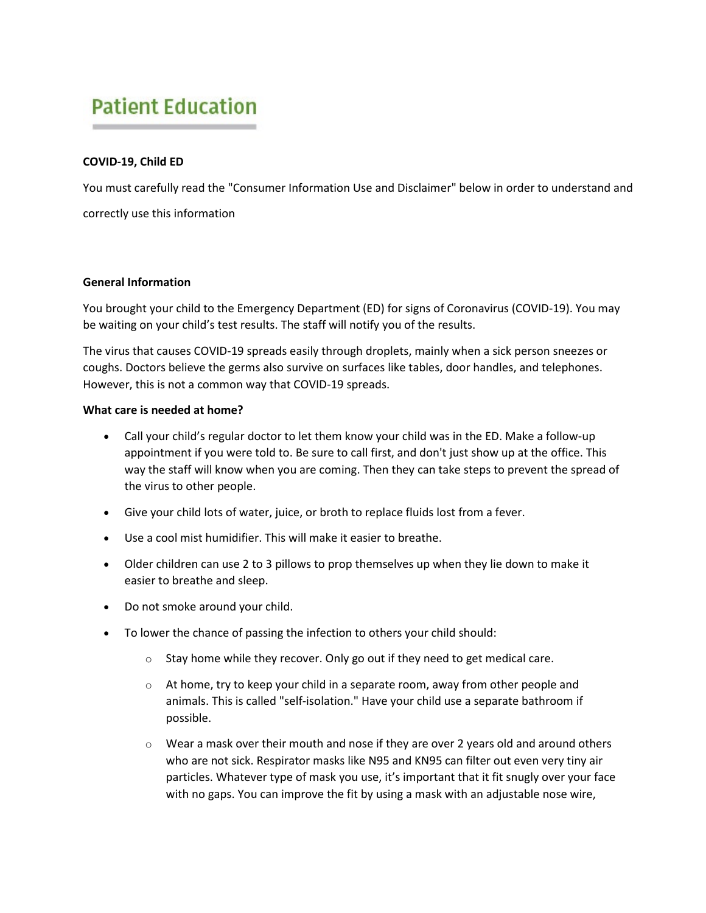# Patient Education

**COVID-19, Child ED**

You must carefully read the "Consumer Information Use and Disclaimer" below in order to understand and correctly use this information

**General Information**

You brought your child to the Emergency Department (ED) for signs of Coronavirus (COVID-19). You may be waiting on your child's test results. The staff will notify you of the results.

The virus that causes COVID-19 spreads easily through droplets, mainly when a sick person sneezes or coughs. Doctors believe the germs also survive on surfaces like tables, door handles, and telephones. However, this is not a common way that COVID-19 spreads.

**What care is needed at home?**

- Call your child's regular doctor to let them know your child was in the ED. Make a follow-up appointment if you were told to. Be sure to call first, and don't just show up at the office. This way the staff will know when you are coming. Then they can take steps to prevent the spread of the virus to other people.
- Give your child lots of water, juice, or broth to replace fluids lost from a fever.
- Use a cool mist humidifier. This will make it easier to breathe.
- Older children can use 2 to 3 pillows to prop themselves up when they lie down to make it easier to breathe and sleep.
- Do not smoke around your child.
- To lower the chance of passing the infection to others your child should:
    - Stay home while they recover. Only go out if they need to get medical care.
    - At home, try to keep your child in a separate room, away from other people and animals. This is called "self-isolation." Have your child use a separate bathroom if possible.
    - Wear a mask over their mouth and nose if they are over 2 years old and around others who are not sick. Respirator masks like N95 and KN95 can filter out even very tiny air particles. Whatever type of mask you use, it's important that it fit snugly over your face with no gaps. You can improve the fit by using a mask with an adjustable nose wire,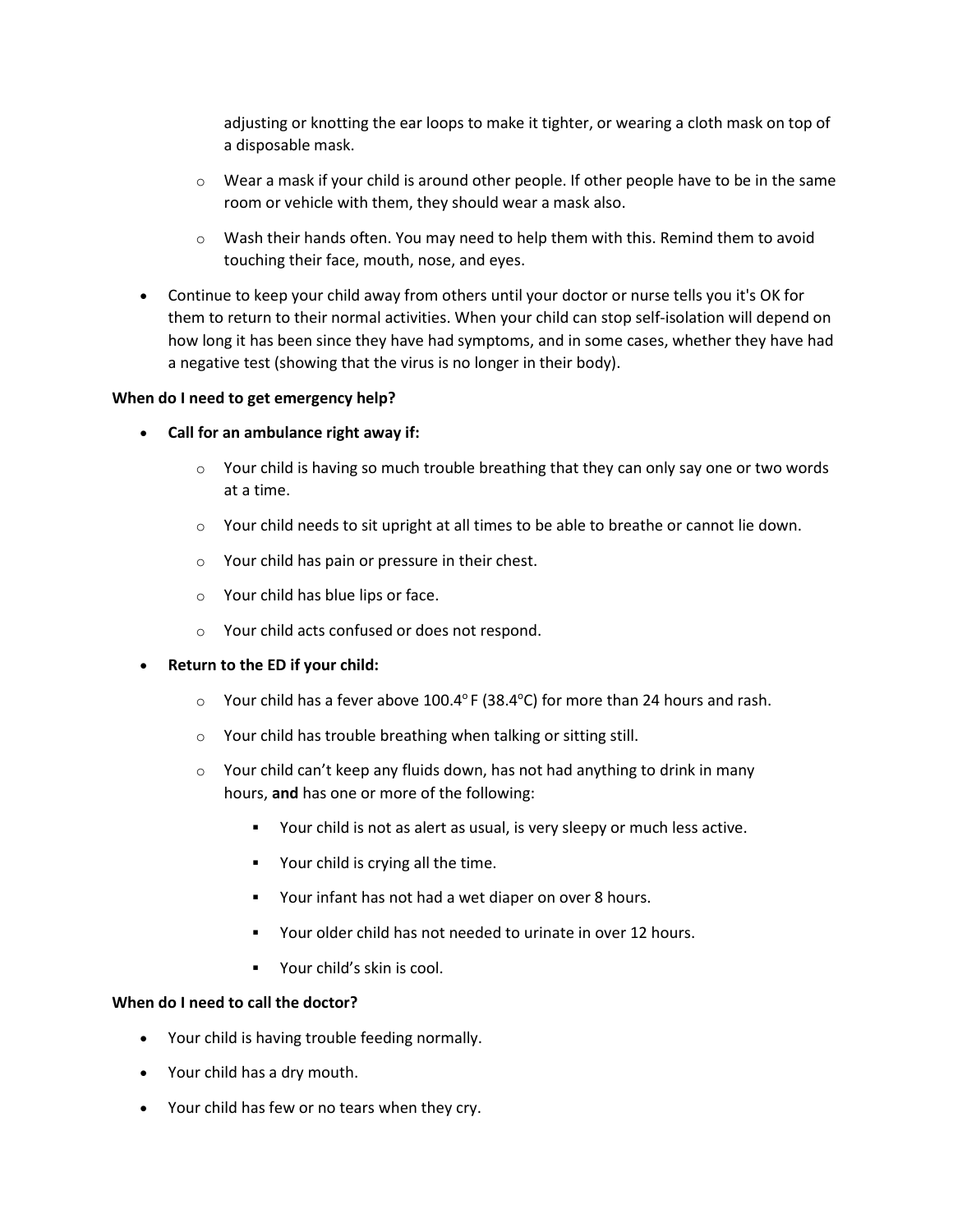adjusting or knotting the ear loops to make it tighter, or wearing a cloth mask on top of a disposable mask.

  - Wear a mask if your child is around other people. If other people have to be in the same room or vehicle with them, they should wear a mask also.
  - Wash their hands often. You may need to help them with this. Remind them to avoid touching their face, mouth, nose, and eyes.

- Continue to keep your child away from others until your doctor or nurse tells you it's OK for them to return to their normal activities. When your child can stop self-isolation will depend on how long it has been since they have had symptoms, and in some cases, whether they have had a negative test (showing that the virus is no longer in their body).

**When do I need to get emergency help?**

- **Call for an ambulance right away if:**
  - Your child is having so much trouble breathing that they can only say one or two words at a time.
  - Your child needs to sit upright at all times to be able to breathe or cannot lie down.
  - Your child has pain or pressure in their chest.
  - Your child has blue lips or face.
  - Your child acts confused or does not respond.
- **Return to the ED if your child:**
  - Your child has a fever above 100.4° F (38.4°C) for more than 24 hours and rash.
  - Your child has trouble breathing when talking or sitting still.
  - Your child can't keep any fluids down, has not had anything to drink in many hours, **and** has one or more of the following:
    - Your child is not as alert as usual, is very sleepy or much less active.
    - Your child is crying all the time.
    - Your infant has not had a wet diaper on over 8 hours.
    - Your older child has not needed to urinate in over 12 hours.
    - Your child's skin is cool.

**When do I need to call the doctor?**

- Your child is having trouble feeding normally.
- Your child has a dry mouth.
- Your child has few or no tears when they cry.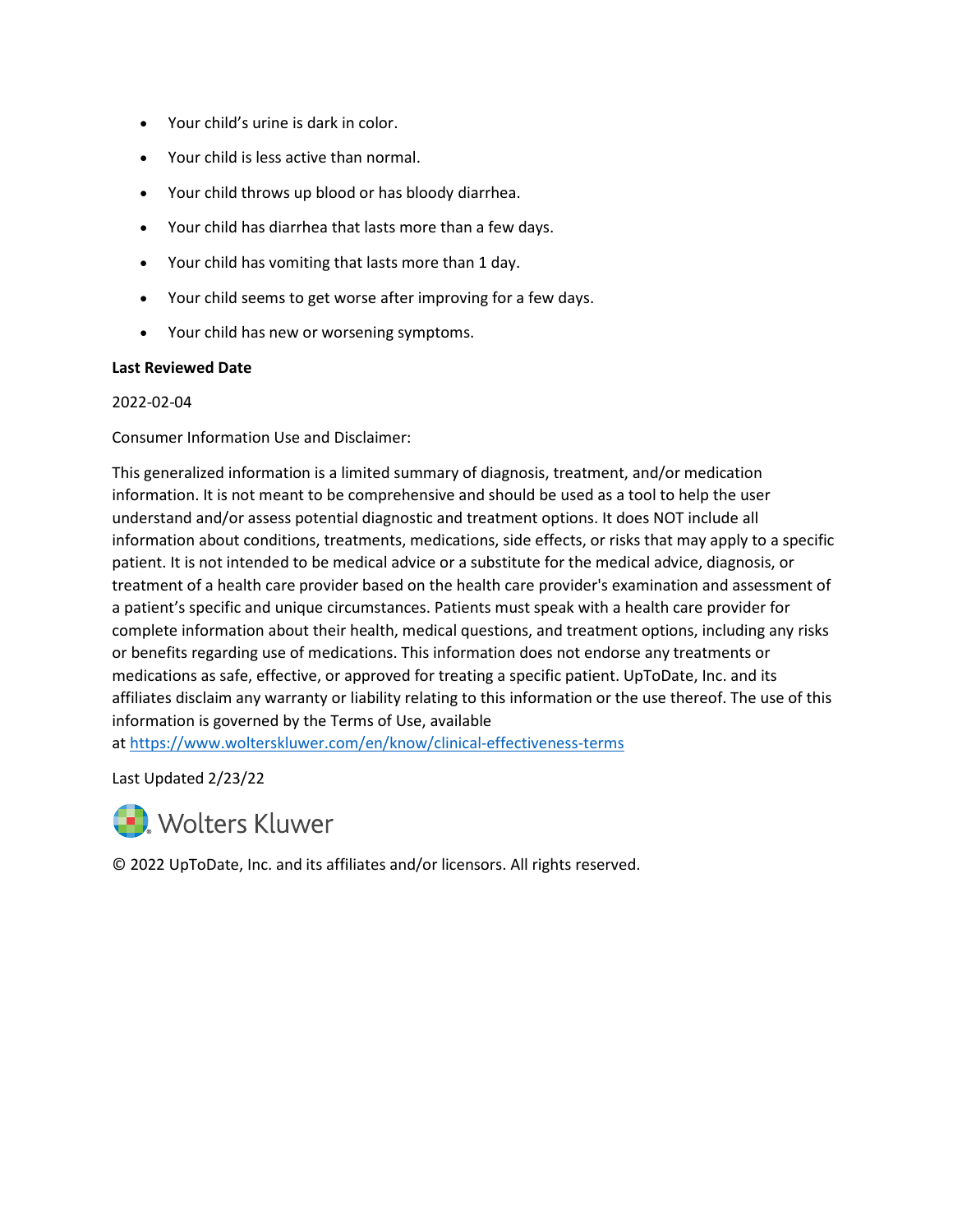- Your child's urine is dark in color.
- Your child is less active than normal.
- Your child throws up blood or has bloody diarrhea.
- Your child has diarrhea that lasts more than a few days.
- Your child has vomiting that lasts more than 1 day.
- Your child seems to get worse after improving for a few days.
- Your child has new or worsening symptoms.

**Last Reviewed Date**

2022-02-04

Consumer Information Use and Disclaimer:

This generalized information is a limited summary of diagnosis, treatment, and/or medication information. It is not meant to be comprehensive and should be used as a tool to help the user understand and/or assess potential diagnostic and treatment options. It does NOT include all information about conditions, treatments, medications, side effects, or risks that may apply to a specific patient. It is not intended to be medical advice or a substitute for the medical advice, diagnosis, or treatment of a health care provider based on the health care provider's examination and assessment of a patient's specific and unique circumstances. Patients must speak with a health care provider for complete information about their health, medical questions, and treatment options, including any risks or benefits regarding use of medications. This information does not endorse any treatments or medications as safe, effective, or approved for treating a specific patient. UpToDate, Inc. and its affiliates disclaim any warranty or liability relating to this information or the use thereof. The use of this information is governed by the Terms of Use, available at https://www.wolterskluwer.com/en/know/clinical-effectiveness-terms

Last Updated 2/23/22

Wolters Kluwer

© 2022 UpToDate, Inc. and its affiliates and/or licensors. All rights reserved.